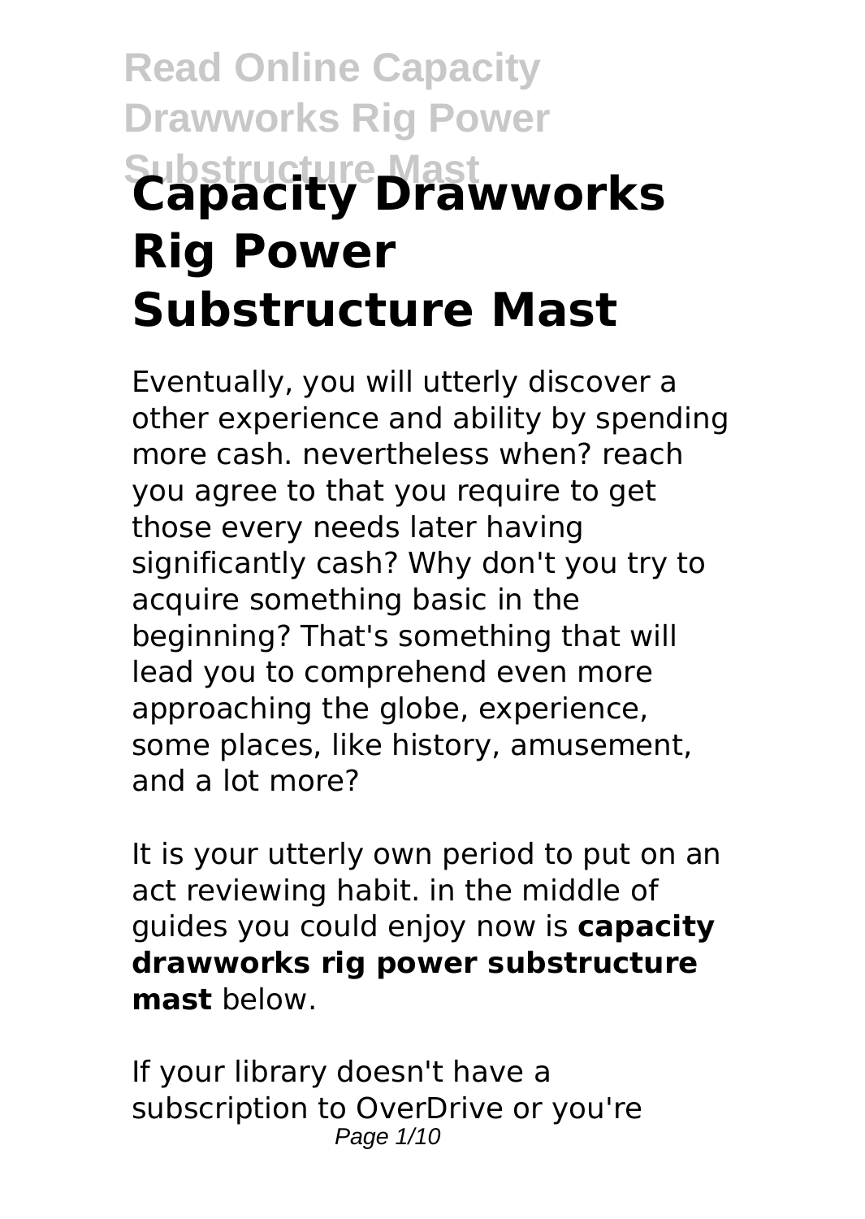# Capacity Drawworks Rig Power Substructure Mast

Eventually, you will utterly discover a other experience and ability by spending more cash. nevertheless when? reach you agree to that you require to get those every needs later having significantly cash? Why don't you try to acquire something basic in the beginning? That's something that will lead you to comprehend even more approaching the globe, experience, some places, like history, amusement, and a lot more?

It is your utterly own period to put on an act reviewing habit. in the middle of guides you could enjoy now is **capacity drawworks rig power substructure mast** below.

If your library doesn't have a subscription to OverDrive or you're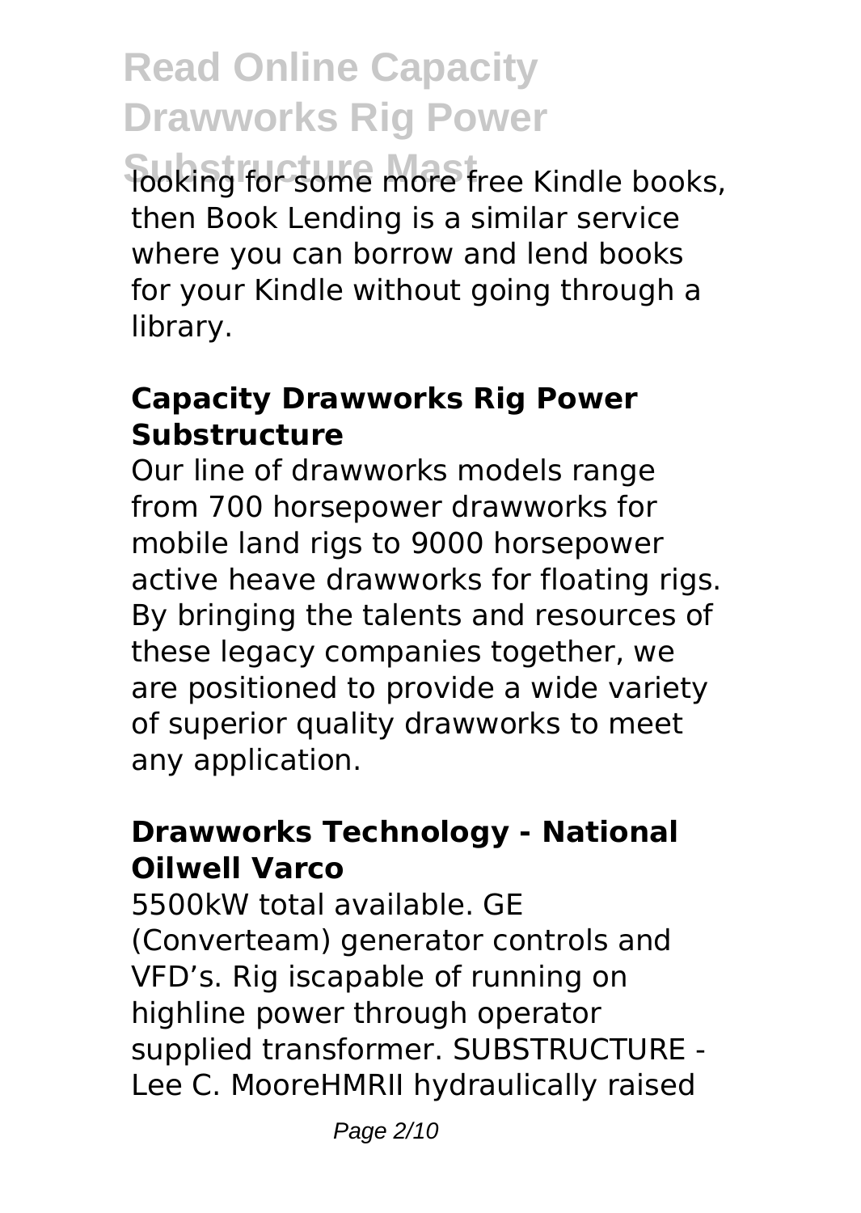looking for some more free Kindle books, then Book Lending is a similar service where you can borrow and lend books for your Kindle without going through a library.

### Capacity Drawworks Rig Power Substructure

Our line of drawworks models range from 700 horsepower drawworks for mobile land rigs to 9000 horsepower active heave drawworks for floating rigs. By bringing the talents and resources of these legacy companies together, we are positioned to provide a wide variety of superior quality drawworks to meet any application.

### Drawworks Technology - National Oilwell Varco

5500kW total available. GE (Converteam) generator controls and VFD's. Rig iscapable of running on highline power through operator supplied transformer. SUBSTRUCTURE - Lee C. MooreHMRII hydraulically raised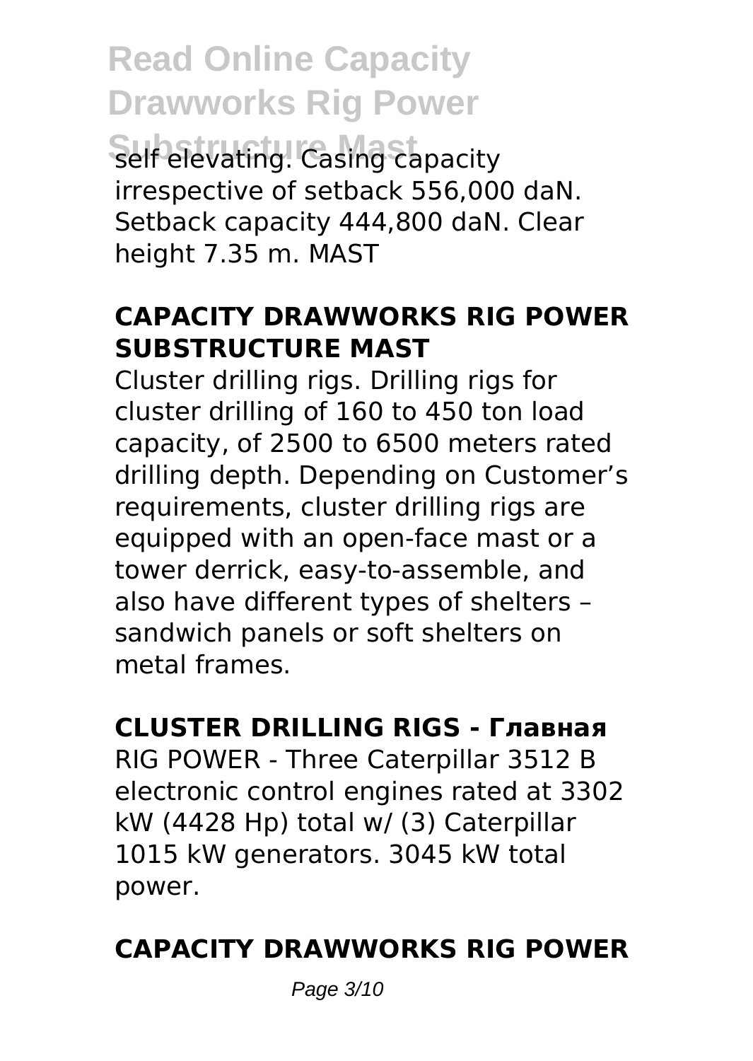self elevating. Casing capacity irrespective of setback 556,000 daN. Setback capacity 444,800 daN. Clear height 7.35 m. MAST

## CAPACITY DRAWWORKS RIG POWER SUBSTRUCTURE MAST

Cluster drilling rigs. Drilling rigs for cluster drilling of 160 to 450 ton load capacity, of 2500 to 6500 meters rated drilling depth. Depending on Customer's requirements, cluster drilling rigs are equipped with an open-face mast or a tower derrick, easy-to-assemble, and also have different types of shelters – sandwich panels or soft shelters on metal frames.

## CLUSTER DRILLING RIGS - Главная

RIG POWER - Three Caterpillar 3512 B electronic control engines rated at 3302 kW (4428 Hp) total w/ (3) Caterpillar 1015 kW generators. 3045 kW total power.

## CAPACITY DRAWWORKS RIG POWER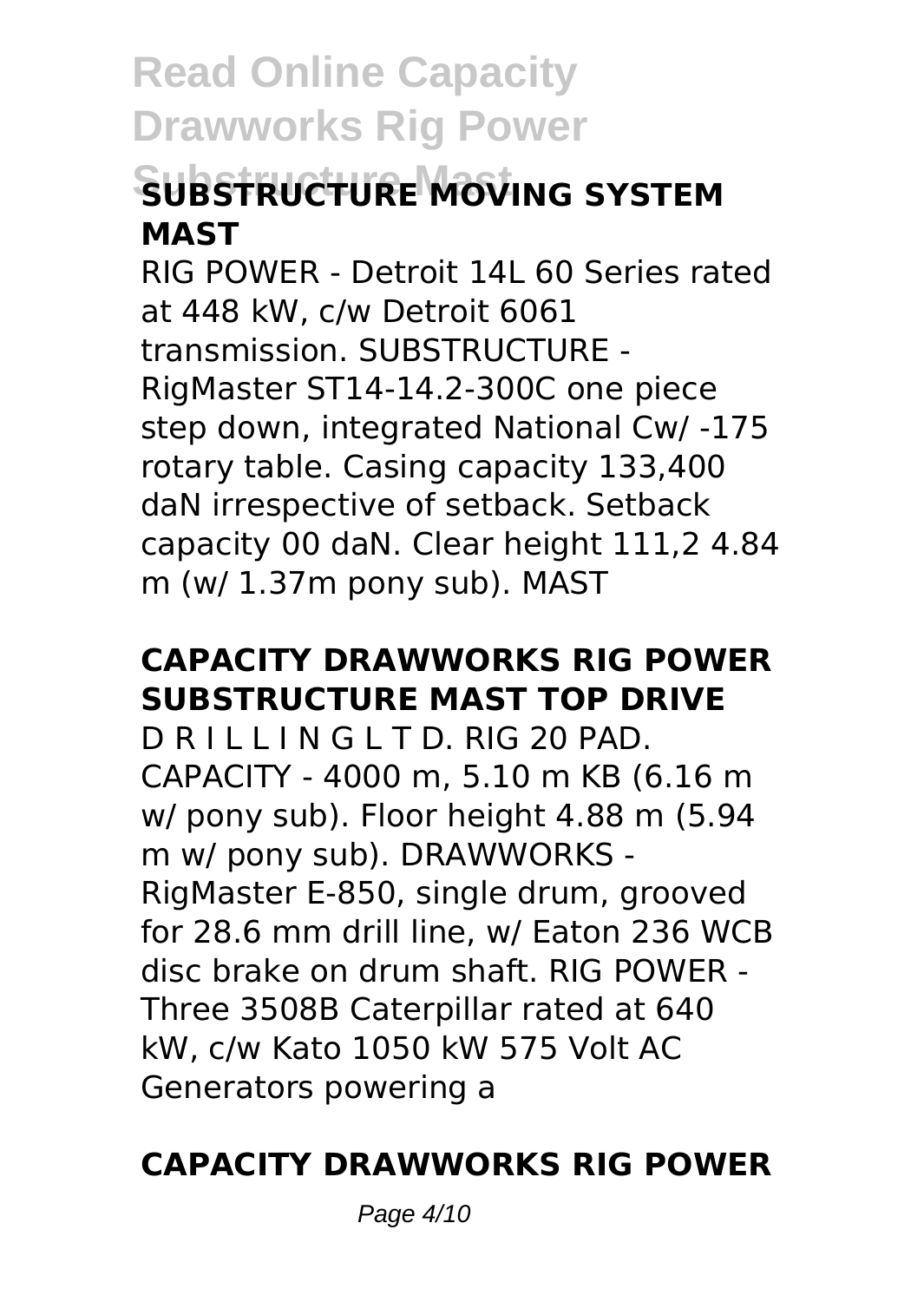# Read Online Capacity Drawworks Rig Power Substructure Mast

### SUBSTRUCTURE MOVING SYSTEM MAST

RIG POWER - Detroit 14L 60 Series rated at 448 kW, c/w Detroit 6061 transmission. SUBSTRUCTURE - RigMaster ST14-14.2-300C one piece step down, integrated National Cw/ -175 rotary table. Casing capacity 133,400 daN irrespective of setback. Setback capacity 00 daN. Clear height 111,2 4.84 m (w/ 1.37m pony sub). MAST

### CAPACITY DRAWWORKS RIG POWER SUBSTRUCTURE MAST TOP DRIVE

D R I L L I N G L T D. RIG 20 PAD. CAPACITY - 4000 m, 5.10 m KB (6.16 m w/ pony sub). Floor height 4.88 m (5.94 m w/ pony sub). DRAWWORKS - RigMaster E-850, single drum, grooved for 28.6 mm drill line, w/ Eaton 236 WCB disc brake on drum shaft. RIG POWER - Three 3508B Caterpillar rated at 640 kW, c/w Kato 1050 kW 575 Volt AC Generators powering a

### CAPACITY DRAWWORKS RIG POWER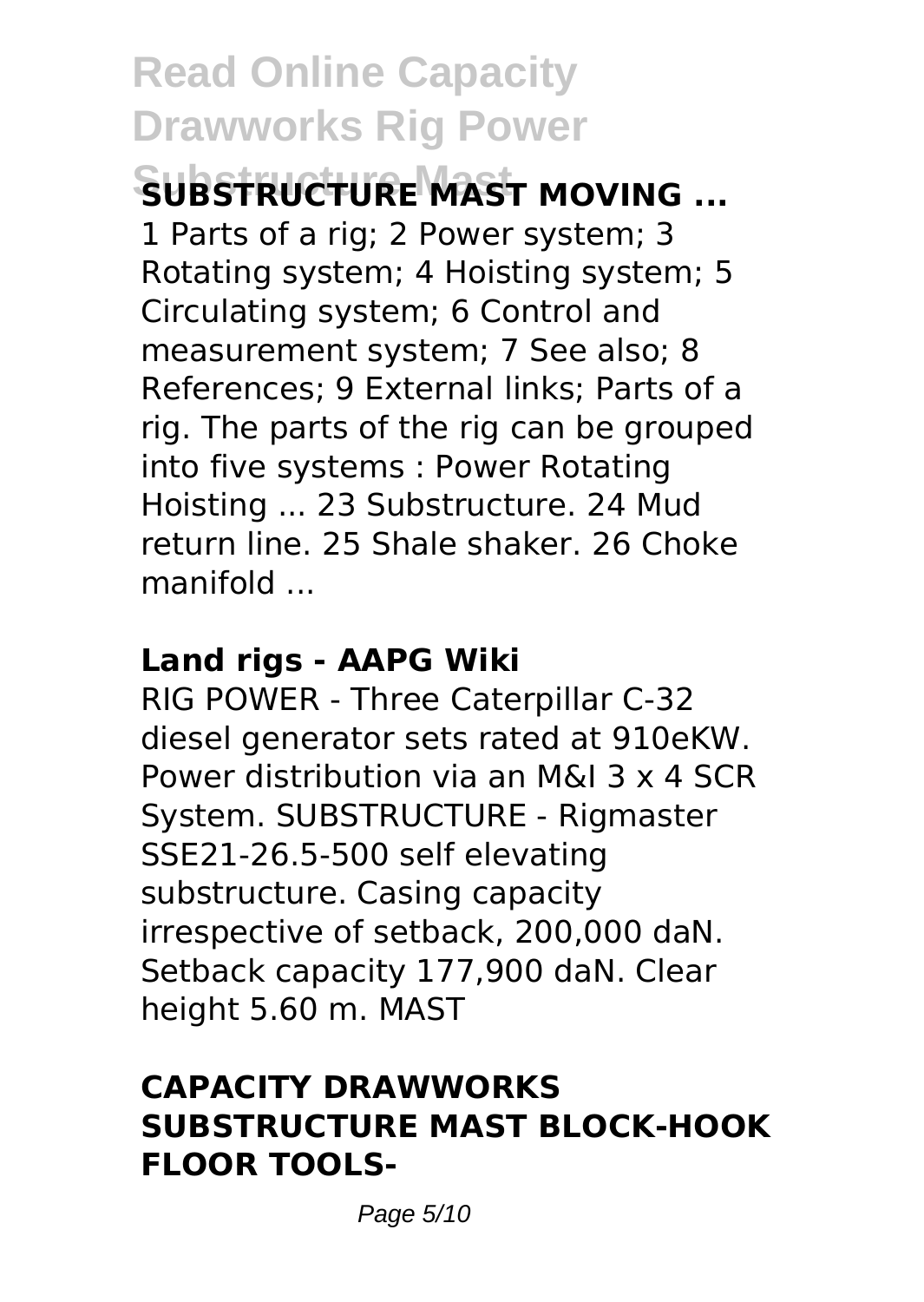**SUBSTRUCTURE MAST MOVING ...**

1 Parts of a rig; 2 Power system; 3 Rotating system; 4 Hoisting system; 5 Circulating system; 6 Control and measurement system; 7 See also; 8 References; 9 External links; Parts of a rig. The parts of the rig can be grouped into five systems : Power Rotating Hoisting ... 23 Substructure. 24 Mud return line. 25 Shale shaker. 26 Choke manifold ...

**Land rigs - AAPG Wiki**

RIG POWER - Three Caterpillar C-32 diesel generator sets rated at 910eKW. Power distribution via an M&I 3 x 4 SCR System. SUBSTRUCTURE - Rigmaster SSE21-26.5-500 self elevating substructure. Casing capacity irrespective of setback, 200,000 daN. Setback capacity 177,900 daN. Clear height 5.60 m. MAST

**CAPACITY DRAWWORKS SUBSTRUCTURE MAST BLOCK-HOOK FLOOR TOOLS-**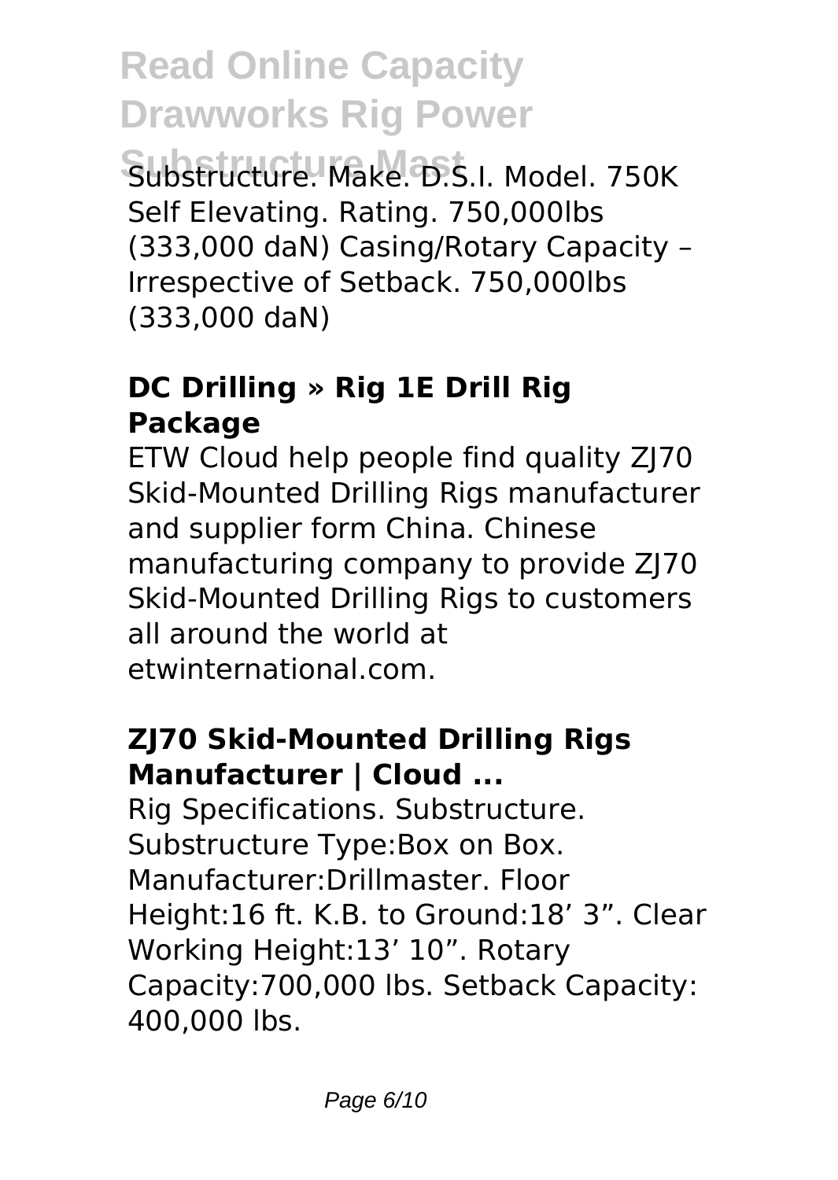Substructure. Make. D.S.I. Model. 750K Self Elevating. Rating. 750,000lbs (333,000 daN) Casing/Rotary Capacity – Irrespective of Setback. 750,000lbs (333,000 daN)

### DC Drilling » Rig 1E Drill Rig Package

ETW Cloud help people find quality ZJ70 Skid-Mounted Drilling Rigs manufacturer and supplier form China. Chinese manufacturing company to provide ZJ70 Skid-Mounted Drilling Rigs to customers all around the world at etwinternational.com.

### ZJ70 Skid-Mounted Drilling Rigs Manufacturer | Cloud ...

Rig Specifications. Substructure. Substructure Type:Box on Box. Manufacturer:Drillmaster. Floor Height:16 ft. K.B. to Ground:18' 3". Clear Working Height:13' 10". Rotary Capacity:700,000 lbs. Setback Capacity: 400,000 lbs.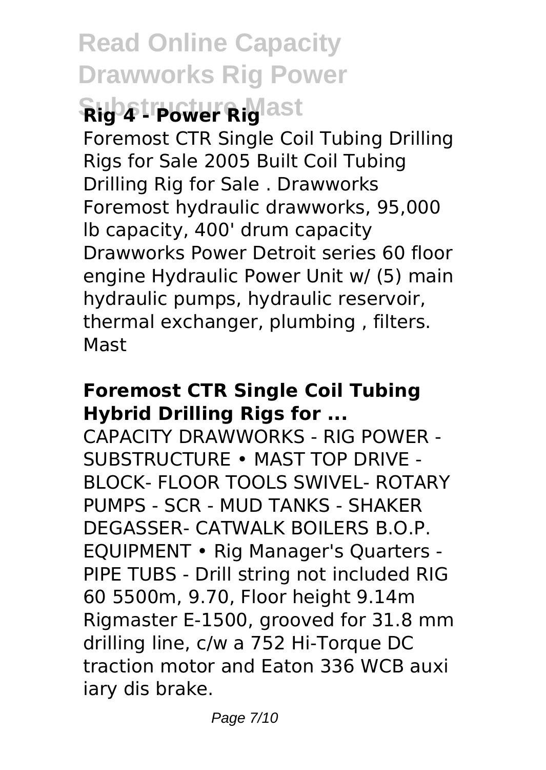## Rig 4 - Power Rig

Foremost CTR Single Coil Tubing Drilling Rigs for Sale 2005 Built Coil Tubing Drilling Rig for Sale . Drawworks Foremost hydraulic drawworks, 95,000 lb capacity, 400' drum capacity Drawworks Power Detroit series 60 floor engine Hydraulic Power Unit w/ (5) main hydraulic pumps, hydraulic reservoir, thermal exchanger, plumbing , filters. Mast

## Foremost CTR Single Coil Tubing Hybrid Drilling Rigs for ...

CAPACITY DRAWWORKS - RIG POWER - SUBSTRUCTURE • MAST TOP DRIVE - BLOCK- FLOOR TOOLS SWIVEL- ROTARY PUMPS - SCR - MUD TANKS - SHAKER DEGASSER- CATWALK BOILERS B.O.P. EQUIPMENT • Rig Manager's Quarters - PIPE TUBS - Drill string not included RIG 60 5500m, 9.70, Floor height 9.14m Rigmaster E-1500, grooved for 31.8 mm drilling line, c/w a 752 Hi-Torque DC traction motor and Eaton 336 WCB auxi iary dis brake.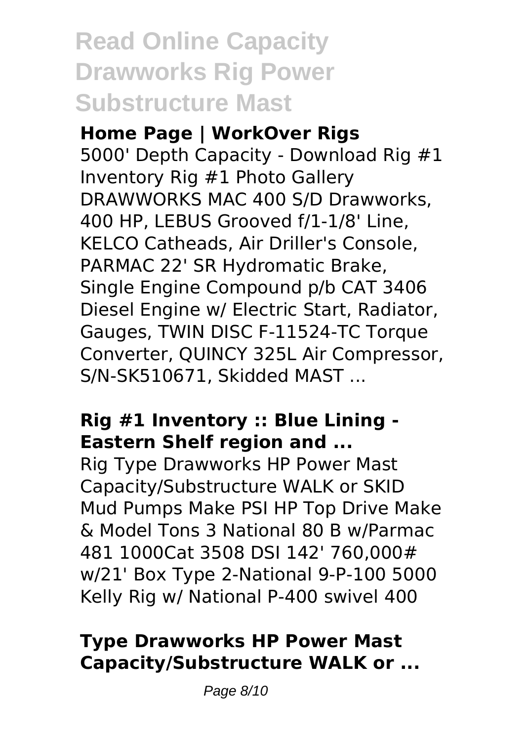# Read Online Capacity Drawworks Rig Power Substructure Mast

### Home Page | WorkOver Rigs

5000' Depth Capacity - Download Rig #1 Inventory Rig #1 Photo Gallery DRAWWORKS MAC 400 S/D Drawworks, 400 HP, LEBUS Grooved f/1-1/8' Line, KELCO Catheads, Air Driller's Console, PARMAC 22' SR Hydromatic Brake, Single Engine Compound p/b CAT 3406 Diesel Engine w/ Electric Start, Radiator, Gauges, TWIN DISC F-11524-TC Torque Converter, QUINCY 325L Air Compressor, S/N-SK510671, Skidded MAST ...

### Rig #1 Inventory :: Blue Lining - Eastern Shelf region and ...

Rig Type Drawworks HP Power Mast Capacity/Substructure WALK or SKID Mud Pumps Make PSI HP Top Drive Make & Model Tons 3 National 80 B w/Parmac 481 1000Cat 3508 DSI 142' 760,000# w/21' Box Type 2-National 9-P-100 5000 Kelly Rig w/ National P-400 swivel 400

### Type Drawworks HP Power Mast Capacity/Substructure WALK or ...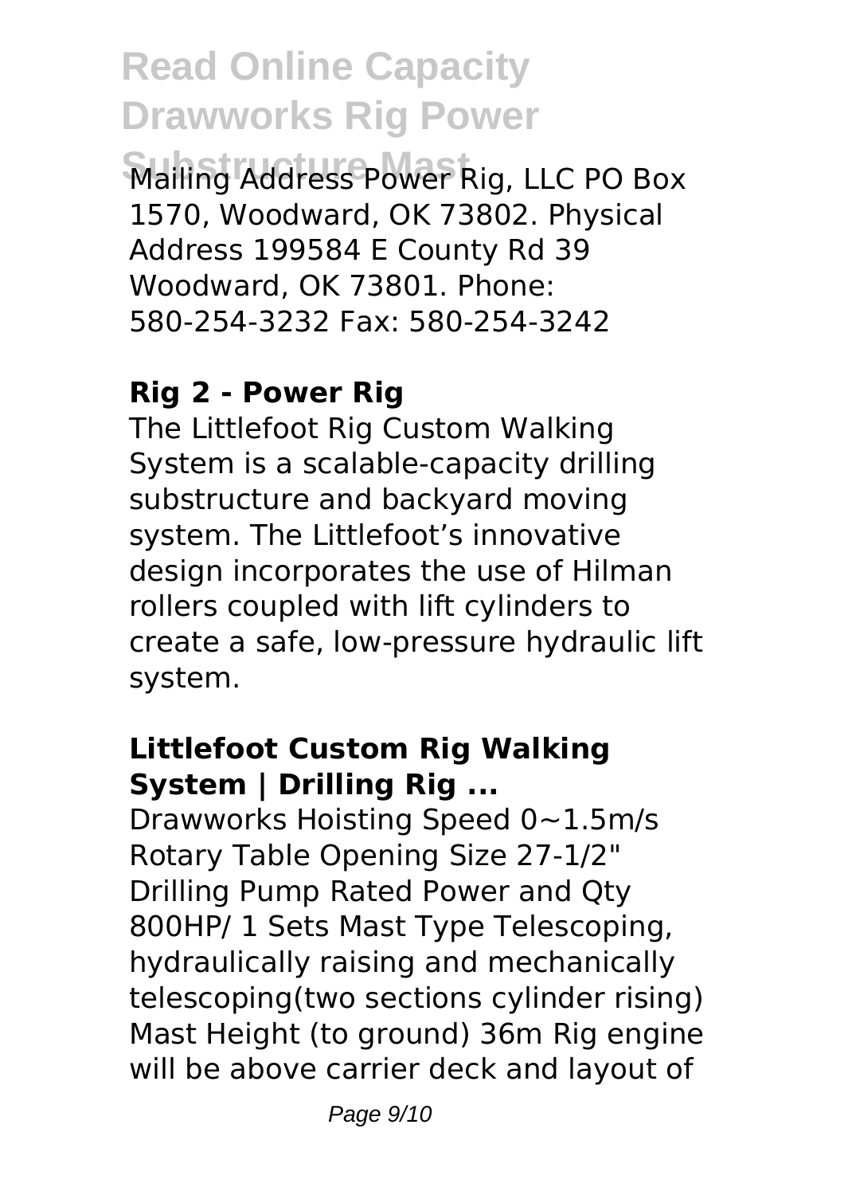Mailing Address Power Rig, LLC PO Box 1570, Woodward, OK 73802. Physical Address 199584 E County Rd 39 Woodward, OK 73801. Phone: 580-254-3232 Fax: 580-254-3242

## Rig 2 - Power Rig

The Littlefoot Rig Custom Walking System is a scalable-capacity drilling substructure and backyard moving system. The Littlefoot's innovative design incorporates the use of Hilman rollers coupled with lift cylinders to create a safe, low-pressure hydraulic lift system.

## Littlefoot Custom Rig Walking System | Drilling Rig ...

Drawworks Hoisting Speed 0~1.5m/s Rotary Table Opening Size 27-1/2" Drilling Pump Rated Power and Qty 800HP/ 1 Sets Mast Type Telescoping, hydraulically raising and mechanically telescoping(two sections cylinder rising) Mast Height (to ground) 36m Rig engine will be above carrier deck and layout of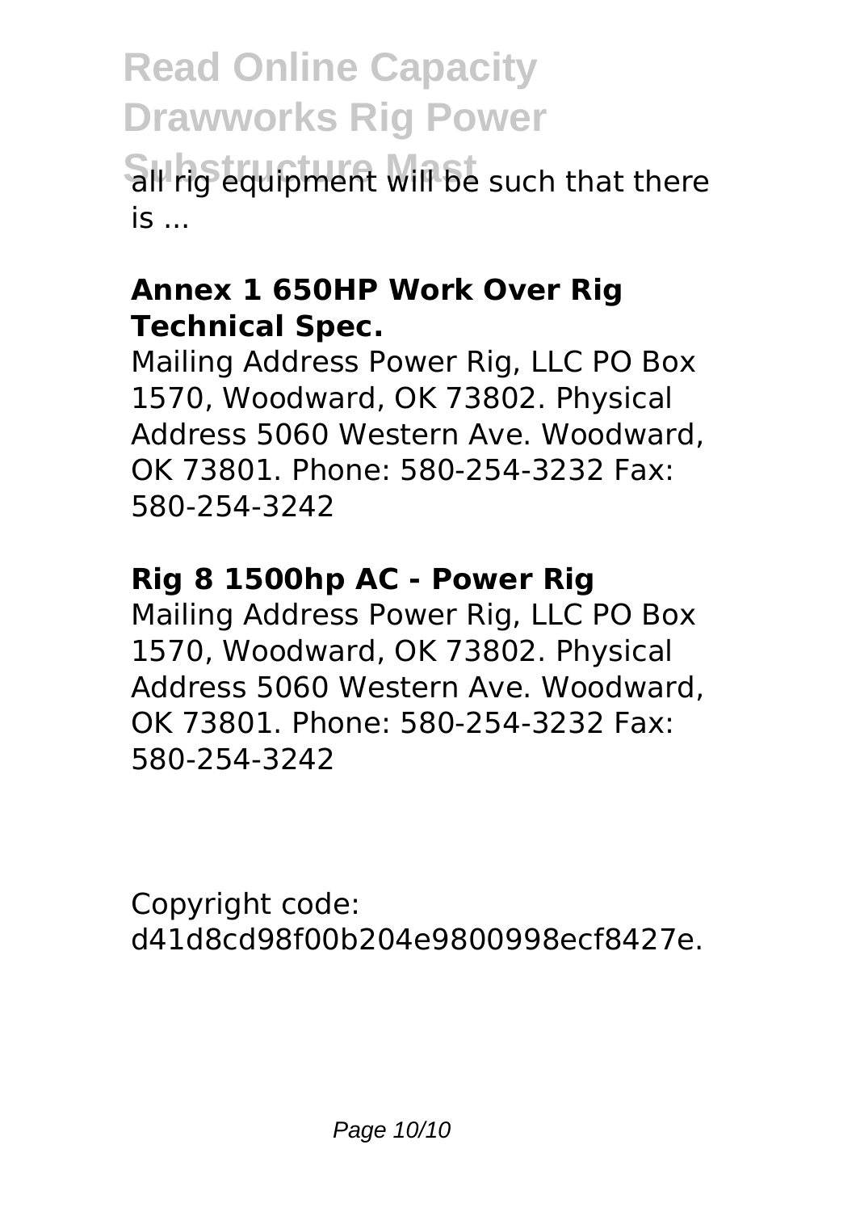all rig equipment will be such that there is ...

### Annex 1 650HP Work Over Rig Technical Spec.

Mailing Address Power Rig, LLC PO Box 1570, Woodward, OK 73802. Physical Address 5060 Western Ave. Woodward, OK 73801. Phone: 580-254-3232 Fax: 580-254-3242

### Rig 8 1500hp AC - Power Rig

Mailing Address Power Rig, LLC PO Box 1570, Woodward, OK 73802. Physical Address 5060 Western Ave. Woodward, OK 73801. Phone: 580-254-3232 Fax: 580-254-3242

Copyright code: d41d8cd98f00b204e9800998ecf8427e.